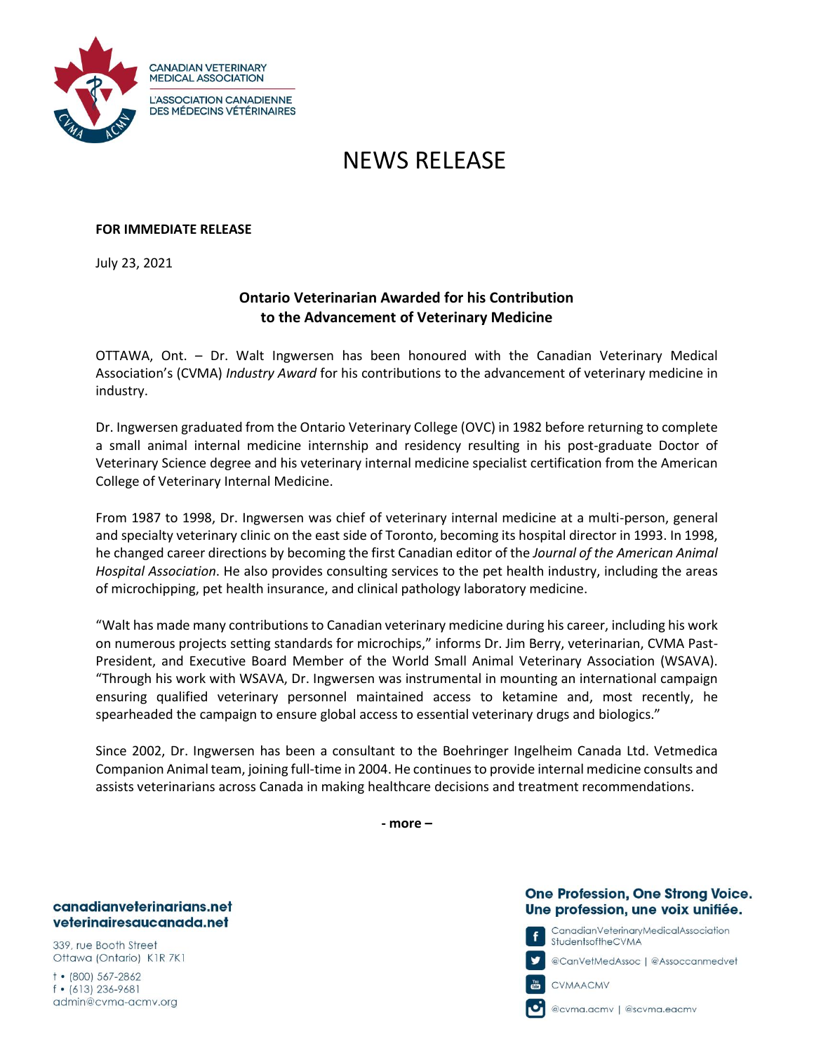CANADIAN VETERINARY MEDICAL ASSOCIATION

L'ASSOCIATION CANADIENNE DES MÉDECINS VÉTÉRINAIRES

# NEWS RELEASE

**FOR IMMEDIATE RELEASE**

July 23, 2021

## Ontario Veterinarian Awarded for his Contribution to the Advancement of Veterinary Medicine

OTTAWA, Ont. – Dr. Walt Ingwersen has been honoured with the Canadian Veterinary Medical Association's (CVMA) *Industry Award* for his contributions to the advancement of veterinary medicine in industry.

Dr. Ingwersen graduated from the Ontario Veterinary College (OVC) in 1982 before returning to complete a small animal internal medicine internship and residency resulting in his post-graduate Doctor of Veterinary Science degree and his veterinary internal medicine specialist certification from the American College of Veterinary Internal Medicine.

From 1987 to 1998, Dr. Ingwersen was chief of veterinary internal medicine at a multi-person, general and specialty veterinary clinic on the east side of Toronto, becoming its hospital director in 1993. In 1998, he changed career directions by becoming the first Canadian editor of the *Journal of the American Animal Hospital Association*. He also provides consulting services to the pet health industry, including the areas of microchipping, pet health insurance, and clinical pathology laboratory medicine.

"Walt has made many contributions to Canadian veterinary medicine during his career, including his work on numerous projects setting standards for microchips," informs Dr. Jim Berry, veterinarian, CVMA Past-President, and Executive Board Member of the World Small Animal Veterinary Association (WSAVA). "Through his work with WSAVA, Dr. Ingwersen was instrumental in mounting an international campaign ensuring qualified veterinary personnel maintained access to ketamine and, most recently, he spearheaded the campaign to ensure global access to essential veterinary drugs and biologics."

Since 2002, Dr. Ingwersen has been a consultant to the Boehringer Ingelheim Canada Ltd. Vetmedica Companion Animal team, joining full-time in 2004. He continues to provide internal medicine consults and assists veterinarians across Canada in making healthcare decisions and treatment recommendations.

**- more –**

**canadianveterinarians.net**
**veterinairesaucanada.net**

339, rue Booth Street
Ottawa (Ontario) K1R 7K1

t • (800) 567-2862
f • (613) 236-9681
admin@cvma-acmv.org

**One Profession, One Strong Voice.**
**Une profession, une voix unifiée.**

CanadianVeterinaryMedicalAssociation
StudentsoftheCVMA

@CanVetMedAssoc | @Assoccanmedvet

CVMAACMV

@cvma.acmv | @scvma.eacmv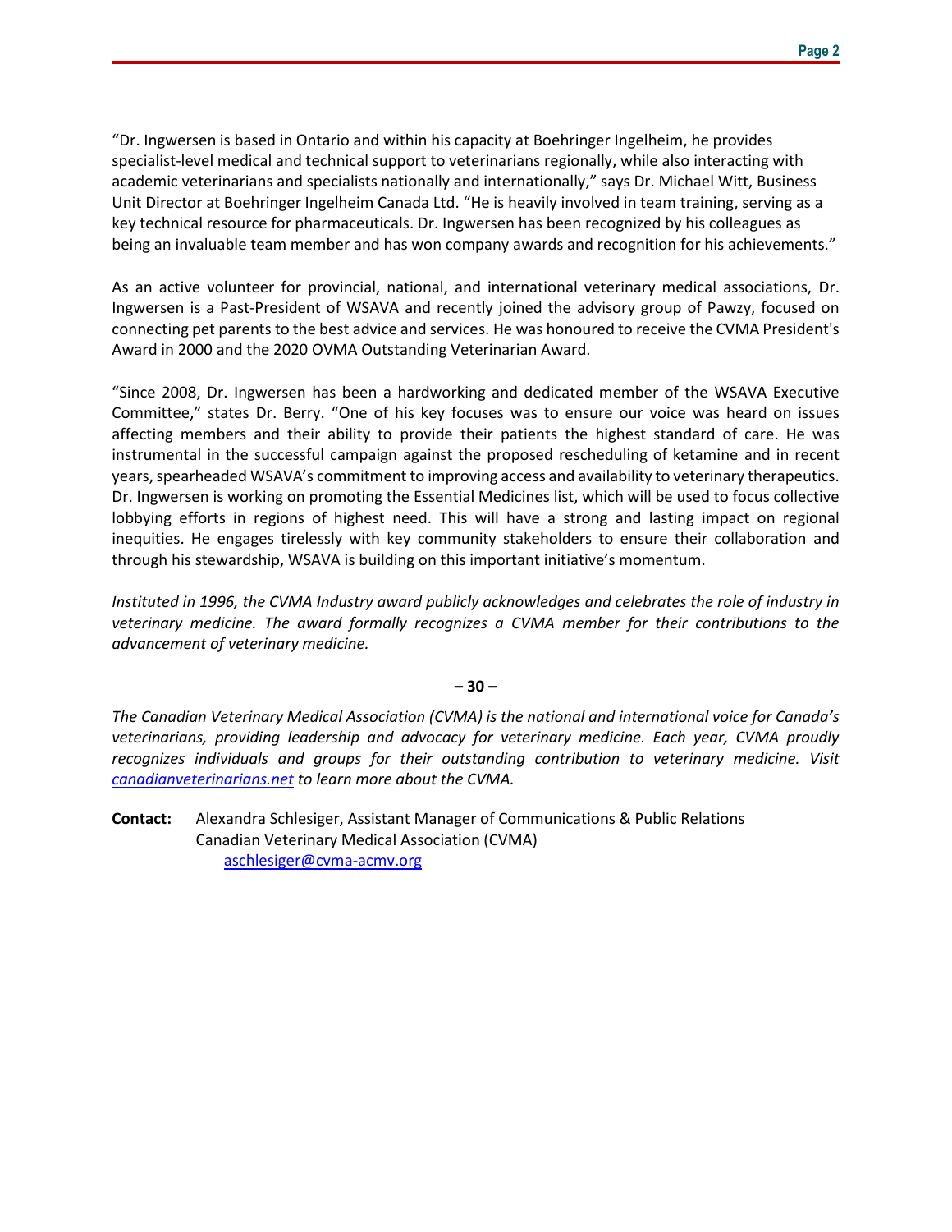"Dr. Ingwersen is based in Ontario and within his capacity at Boehringer Ingelheim, he provides specialist-level medical and technical support to veterinarians regionally, while also interacting with academic veterinarians and specialists nationally and internationally," says Dr. Michael Witt, Business Unit Director at Boehringer Ingelheim Canada Ltd. "He is heavily involved in team training, serving as a key technical resource for pharmaceuticals. Dr. Ingwersen has been recognized by his colleagues as being an invaluable team member and has won company awards and recognition for his achievements."

As an active volunteer for provincial, national, and international veterinary medical associations, Dr. Ingwersen is a Past-President of WSAVA and recently joined the advisory group of Pawzy, focused on connecting pet parents to the best advice and services. He was honoured to receive the CVMA President's Award in 2000 and the 2020 OVMA Outstanding Veterinarian Award.

"Since 2008, Dr. Ingwersen has been a hardworking and dedicated member of the WSAVA Executive Committee," states Dr. Berry. "One of his key focuses was to ensure our voice was heard on issues affecting members and their ability to provide their patients the highest standard of care. He was instrumental in the successful campaign against the proposed rescheduling of ketamine and in recent years, spearheaded WSAVA's commitment to improving access and availability to veterinary therapeutics. Dr. Ingwersen is working on promoting the Essential Medicines list, which will be used to focus collective lobbying efforts in regions of highest need. This will have a strong and lasting impact on regional inequities. He engages tirelessly with key community stakeholders to ensure their collaboration and through his stewardship, WSAVA is building on this important initiative's momentum.

*Instituted in 1996, the CVMA Industry award publicly acknowledges and celebrates the role of industry in veterinary medicine. The award formally recognizes a CVMA member for their contributions to the advancement of veterinary medicine.*

**– 30 –**

*The Canadian Veterinary Medical Association (CVMA) is the national and international voice for Canada's veterinarians, providing leadership and advocacy for veterinary medicine. Each year, CVMA proudly recognizes individuals and groups for their outstanding contribution to veterinary medicine. Visit [canadianveterinarians.net](canadianveterinarians.net) to learn more about the CVMA.*

**Contact:** Alexandra Schlesiger, Assistant Manager of Communications & Public Relations
Canadian Veterinary Medical Association (CVMA)
[aschlesiger@cvma-acmv.org](mailto:aschlesiger@cvma-acmv.org)